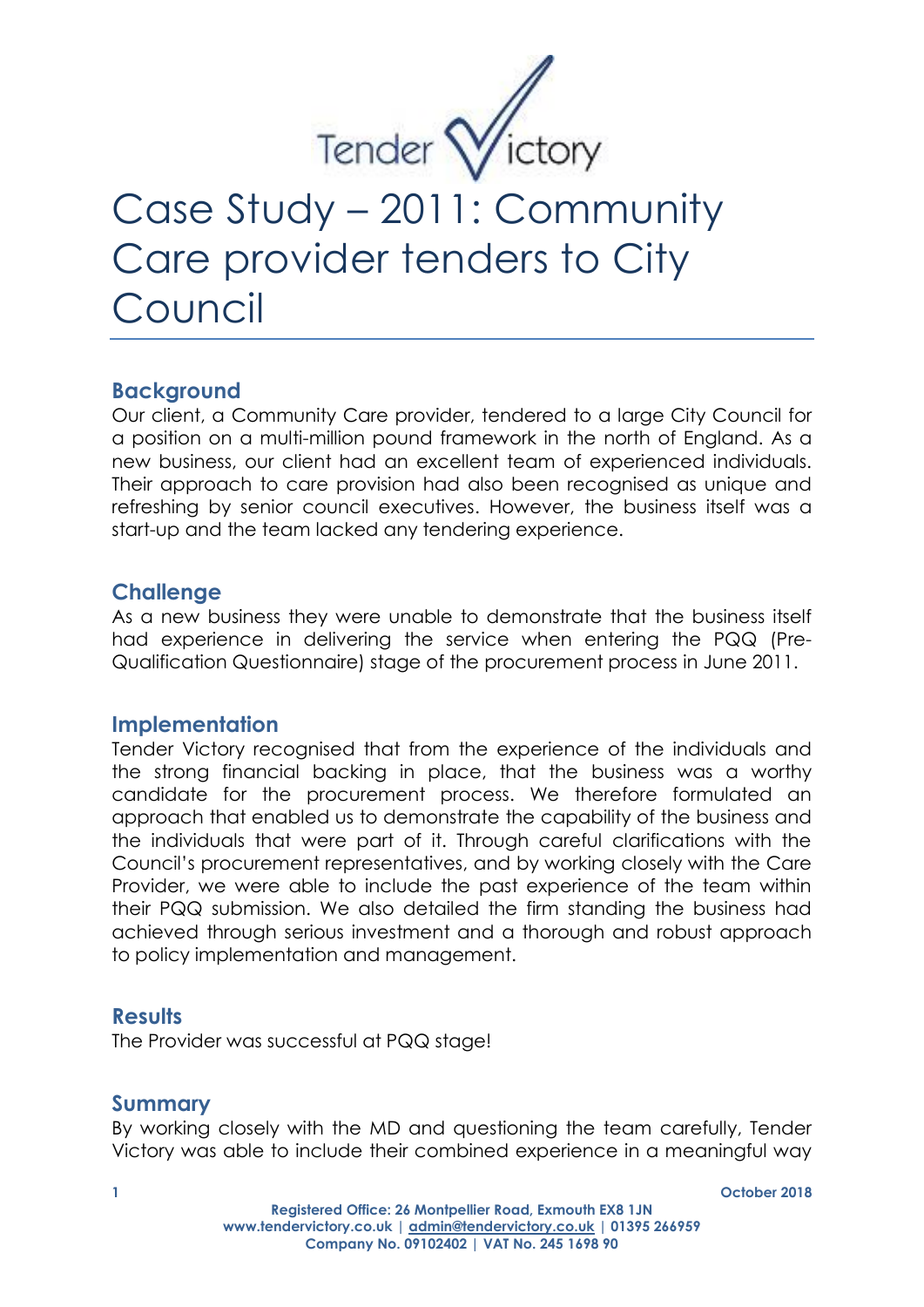# Case Study – 2011: Community Care provider tenders to City Council

## Background

Our client, a Community Care provider, tendered to a large City Council for a position on a multi-million pound framework in the north of England. As a new business, our client had an excellent team of experienced individuals. Their approach to care provision had also been recognised as unique and refreshing by senior council executives. However, the business itself was a start-up and the team lacked any tendering experience.

## Challenge

As a new business they were unable to demonstrate that the business itself had experience in delivering the service when entering the PQQ (Pre-Qualification Questionnaire) stage of the procurement process in June 2011.

## Implementation

Tender Victory recognised that from the experience of the individuals and the strong financial backing in place, that the business was a worthy candidate for the procurement process. We therefore formulated an approach that enabled us to demonstrate the capability of the business and the individuals that were part of it. Through careful clarifications with the Council's procurement representatives, and by working closely with the Care Provider, we were able to include the past experience of the team within their PQQ submission. We also detailed the firm standing the business had achieved through serious investment and a thorough and robust approach to policy implementation and management.

## Results

The Provider was successful at PQQ stage!

## Summary

By working closely with the MD and questioning the team carefully, Tender Victory was able to include their combined experience in a meaningful way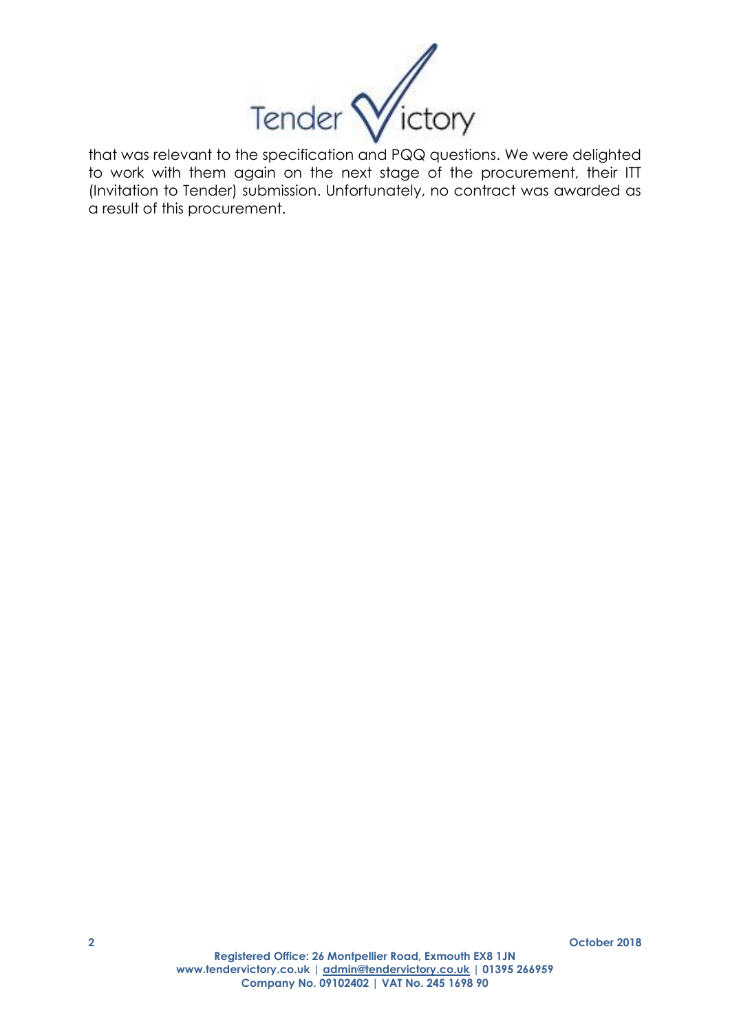that was relevant to the specification and PQQ questions. We were delighted to work with them again on the next stage of the procurement, their ITT (Invitation to Tender) submission. Unfortunately, no contract was awarded as a result of this procurement.